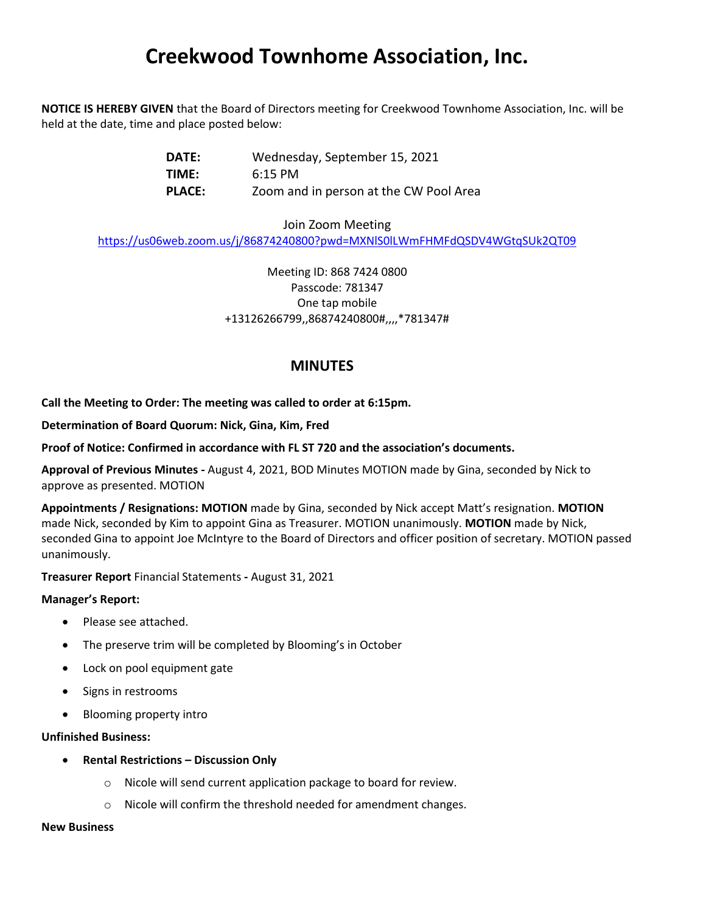# Creekwood Townhome Association, Inc.

**NOTICE IS HEREBY GIVEN** that the Board of Directors meeting for Creekwood Townhome Association, Inc. will be held at the date, time and place posted below:

**DATE:** Wednesday, September 15, 2021
**TIME:** 6:15 PM
**PLACE:** Zoom and in person at the CW Pool Area

Join Zoom Meeting
https://us06web.zoom.us/j/86874240800?pwd=MXNlS0lLWmFHMFdQSDV4WGtqSUk2QT09

Meeting ID: 868 7424 0800
Passcode: 781347
One tap mobile
+13126266799,,86874240800#,,,,*781347#

## MINUTES

**Call the Meeting to Order: The meeting was called to order at 6:15pm.**

**Determination of Board Quorum: Nick, Gina, Kim, Fred**

**Proof of Notice: Confirmed in accordance with FL ST 720 and the association's documents.**

**Approval of Previous Minutes -** August 4, 2021, BOD Minutes MOTION made by Gina, seconded by Nick to approve as presented. MOTION

**Appointments / Resignations: MOTION** made by Gina, seconded by Nick accept Matt's resignation. **MOTION** made Nick, seconded by Kim to appoint Gina as Treasurer. MOTION unanimously. **MOTION** made by Nick, seconded Gina to appoint Joe McIntyre to the Board of Directors and officer position of secretary. MOTION passed unanimously.

**Treasurer Report** Financial Statements **-** August 31, 2021

**Manager's Report:**

- Please see attached.
- The preserve trim will be completed by Blooming's in October
- Lock on pool equipment gate
- Signs in restrooms
- Blooming property intro

**Unfinished Business:**

- **Rental Restrictions – Discussion Only**
  - Nicole will send current application package to board for review.
  - Nicole will confirm the threshold needed for amendment changes.

**New Business**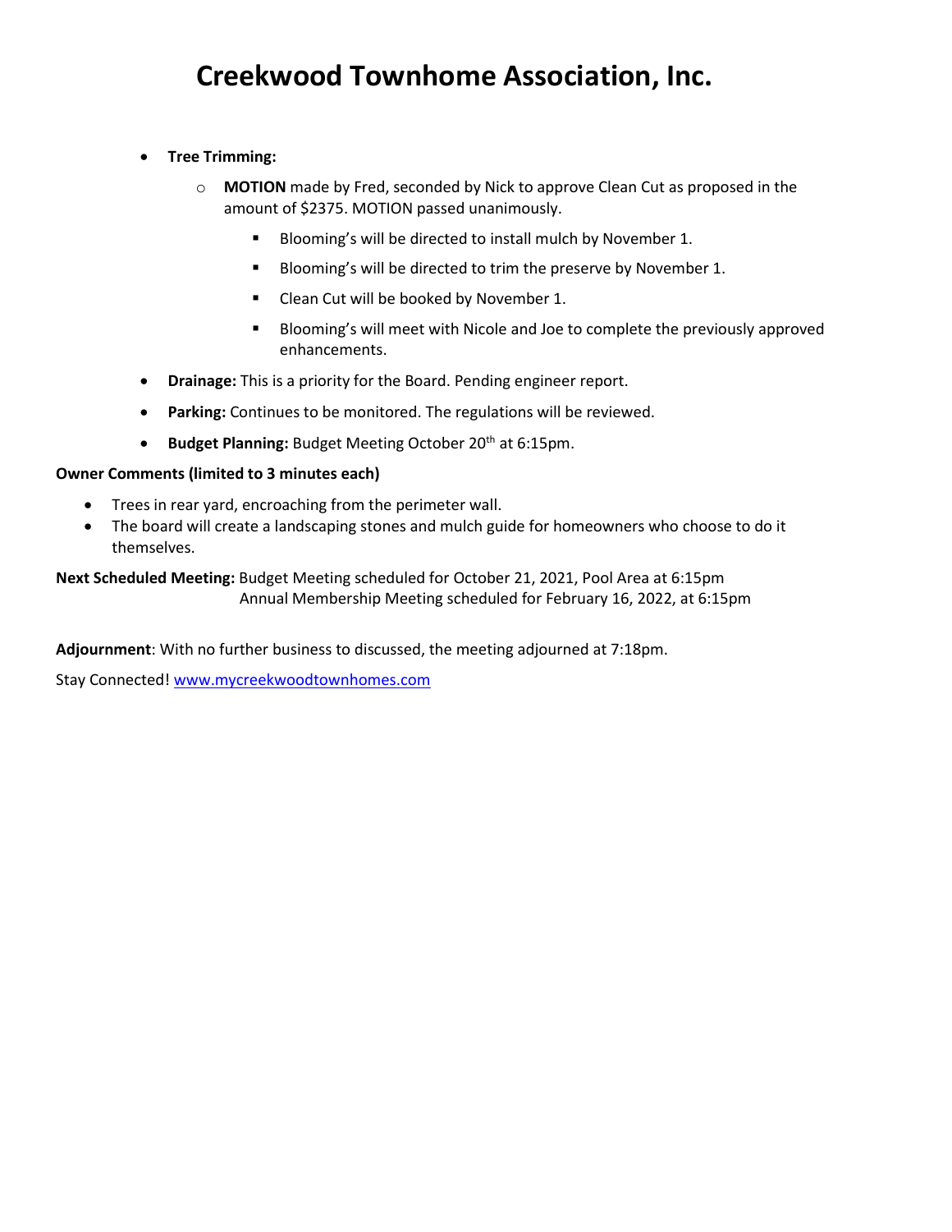# Creekwood Townhome Association, Inc.

- **Tree Trimming:**
  - **MOTION** made by Fred, seconded by Nick to approve Clean Cut as proposed in the amount of $2375. MOTION passed unanimously.
    - Blooming's will be directed to install mulch by November 1.
    - Blooming's will be directed to trim the preserve by November 1.
    - Clean Cut will be booked by November 1.
    - Blooming's will meet with Nicole and Joe to complete the previously approved enhancements.
- **Drainage:** This is a priority for the Board. Pending engineer report.
- **Parking:** Continues to be monitored. The regulations will be reviewed.
- **Budget Planning:** Budget Meeting October 20th at 6:15pm.

**Owner Comments (limited to 3 minutes each)**

- Trees in rear yard, encroaching from the perimeter wall.
- The board will create a landscaping stones and mulch guide for homeowners who choose to do it themselves.

**Next Scheduled Meeting:** Budget Meeting scheduled for October 21, 2021, Pool Area at 6:15pm
Annual Membership Meeting scheduled for February 16, 2022, at 6:15pm

**Adjournment**: With no further business to discussed, the meeting adjourned at 7:18pm.

Stay Connected! www.mycreekwoodtownhomes.com